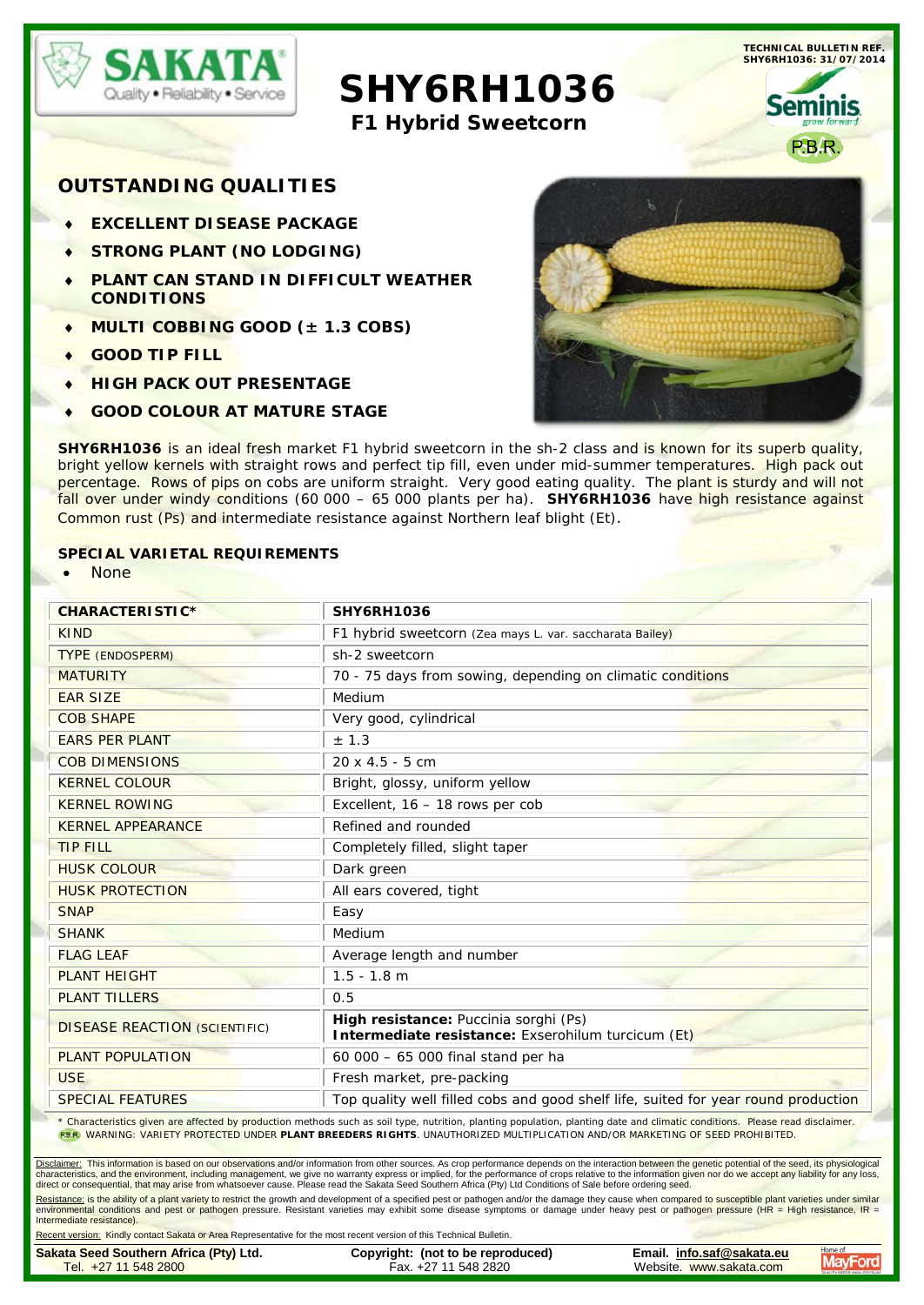TECHNICAL BULLETIN REF. SHY6RH1036: 31/07/2014

# SHY6RH1036

## F1 Hybrid Sweetcorn

P.B.R.

## OUTSTANDING QUALITIES

- **EXCELLENT DISEASE PACKAGE**
- **STRONG PLANT (NO LODGING)**
- **PLANT CAN STAND IN DIFFICULT WEATHER CONDITIONS**
- **MULTI COBBING GOOD (± 1.3 COBS)**
- **GOOD TIP FILL**
- **HIGH PACK OUT PRESENTAGE**
- **GOOD COLOUR AT MATURE STAGE**

**SHY6RH1036** is an ideal fresh market F1 hybrid sweetcorn in the sh-2 class and is known for its superb quality, bright yellow kernels with straight rows and perfect tip fill, even under mid-summer temperatures. High pack out percentage. Rows of pips on cobs are uniform straight. Very good eating quality. The plant is sturdy and will not fall over under windy conditions (60 000 – 65 000 plants per ha). **SHY6RH1036** have high resistance against Common rust (Ps) and intermediate resistance against Northern leaf blight (Et).

### SPECIAL VARIETAL REQUIREMENTS

- None

| CHARACTERISTIC* | SHY6RH1036 |
|---|---|
| KIND | F1 hybrid sweetcorn (*Zea mays* L. var. *saccharata* Bailey) |
| TYPE (ENDOSPERM) | sh-2 sweetcorn |
| MATURITY | 70 - 75 days from sowing, depending on climatic conditions |
| EAR SIZE | Medium |
| COB SHAPE | Very good, cylindrical |
| EARS PER PLANT | ± 1.3 |
| COB DIMENSIONS | 20 x 4.5 - 5 cm |
| KERNEL COLOUR | Bright, glossy, uniform yellow |
| KERNEL ROWING | Excellent, 16 – 18 rows per cob |
| KERNEL APPEARANCE | Refined and rounded |
| TIP FILL | Completely filled, slight taper |
| HUSK COLOUR | Dark green |
| HUSK PROTECTION | All ears covered, tight |
| SNAP | Easy |
| SHANK | Medium |
| FLAG LEAF | Average length and number |
| PLANT HEIGHT | 1.5 - 1.8 m |
| PLANT TILLERS | 0.5 |
| DISEASE REACTION (SCIENTIFIC) | **High resistance:** Puccinia sorghi (Ps)<br>**Intermediate resistance:** Exserohilum turcicum (Et) |
| PLANT POPULATION | 60 000 – 65 000 final stand per ha |
| USE | Fresh market, pre-packing |
| SPECIAL FEATURES | Top quality well filled cobs and good shelf life, suited for year round production |

\* Characteristics given are affected by production methods such as soil type, nutrition, planting population, planting date and climatic conditions. Please read disclaimer.

P.B.R. WARNING: VARIETY PROTECTED UNDER **PLANT BREEDERS RIGHTS**. UNAUTHORIZED MULTIPLICATION AND/OR MARKETING OF SEED PROHIBITED.

Disclaimer: This information is based on our observations and/or information from other sources. As crop performance depends on the interaction between the genetic potential of the seed, its physiological characteristics, and the environment, including management, we give no warranty express or implied, for the performance of crops relative to the information given nor do we accept any liability for any loss, direct or consequential, that may arise from whatsoever cause. Please read the Sakata Seed Southern Africa (Pty) Ltd Conditions of Sale before ordering seed.

Resistance: is the ability of a plant variety to restrict the growth and development of a specified pest or pathogen and/or the damage they cause when compared to susceptible plant varieties under similar environmental conditions and pest or pathogen pressure. Resistant varieties may exhibit some disease symptoms or damage under heavy pest or pathogen pressure (HR = High resistance, IR = Intermediate resistance).

Recent version: Kindly contact Sakata or Area Representative for the most recent version of this Technical Bulletin.

**Sakata Seed Southern Africa (Pty) Ltd.** Tel. +27 11 548 2800 | **Copyright: (not to be reproduced)** Fax. +27 11 548 2820 | **Email. info.saf@sakata.eu** Website. www.sakata.com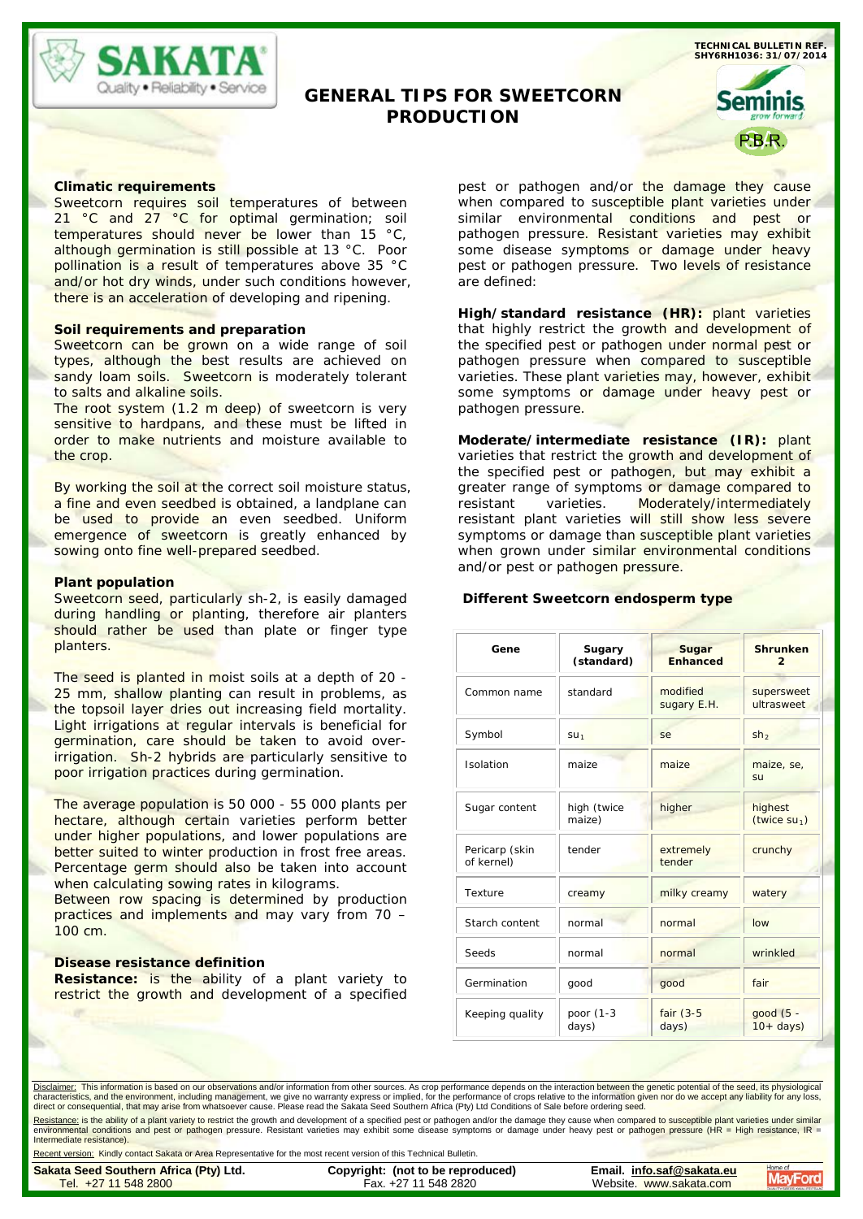**TECHNICAL BULLETIN REF. SHY6RH1036: 31/07/2014**

# GENERAL TIPS FOR SWEETCORN PRODUCTION

P.B.R.

### Climatic requirements

Sweetcorn requires soil temperatures of between 21 °C and 27 °C for optimal germination; soil temperatures should never be lower than 15 °C, although germination is still possible at 13 °C. Poor pollination is a result of temperatures above 35 °C and/or hot dry winds, under such conditions however, there is an acceleration of developing and ripening.

### Soil requirements and preparation

Sweetcorn can be grown on a wide range of soil types, although the best results are achieved on sandy loam soils. Sweetcorn is moderately tolerant to salts and alkaline soils.

The root system (1.2 m deep) of sweetcorn is very sensitive to hardpans, and these must be lifted in order to make nutrients and moisture available to the crop.

By working the soil at the correct soil moisture status, a fine and even seedbed is obtained, a landplane can be used to provide an even seedbed. Uniform emergence of sweetcorn is greatly enhanced by sowing onto fine well-prepared seedbed.

### Plant population

Sweetcorn seed, particularly sh-2, is easily damaged during handling or planting, therefore air planters should rather be used than plate or finger type planters.

The seed is planted in moist soils at a depth of 20 - 25 mm, shallow planting can result in problems, as the topsoil layer dries out increasing field mortality. Light irrigations at regular intervals is beneficial for germination, care should be taken to avoid over-irrigation. Sh-2 hybrids are particularly sensitive to poor irrigation practices during germination.

The average population is 50 000 - 55 000 plants per hectare, although certain varieties perform better under higher populations, and lower populations are better suited to winter production in frost free areas. Percentage germ should also be taken into account when calculating sowing rates in kilograms.

Between row spacing is determined by production practices and implements and may vary from 70 – 100 cm.

### Disease resistance definition

**Resistance:** is the ability of a plant variety to restrict the growth and development of a specified pest or pathogen and/or the damage they cause when compared to susceptible plant varieties under similar environmental conditions and pest or pathogen pressure. Resistant varieties may exhibit some disease symptoms or damage under heavy pest or pathogen pressure. Two levels of resistance are defined:

**High/standard resistance (HR):** plant varieties that highly restrict the growth and development of the specified pest or pathogen under normal pest or pathogen pressure when compared to susceptible varieties. These plant varieties may, however, exhibit some symptoms or damage under heavy pest or pathogen pressure.

**Moderate/intermediate resistance (IR):** plant varieties that restrict the growth and development of the specified pest or pathogen, but may exhibit a greater range of symptoms or damage compared to resistant varieties. Moderately/intermediately resistant plant varieties will still show less severe symptoms or damage than susceptible plant varieties when grown under similar environmental conditions and/or pest or pathogen pressure.

### Different Sweetcorn endosperm type

| Gene | Sugary (standard) | Sugar Enhanced | Shrunken 2 |
|---|---|---|---|
| Common name | standard | modified sugary E.H. | supersweet ultrasweet |
| Symbol | $su_1$ | se | $sh_2$ |
| Isolation | maize | maize | maize, se, su |
| Sugar content | high (twice maize) | higher | highest (twice $su_1$) |
| Pericarp (skin of kernel) | tender | extremely tender | crunchy |
| Texture | creamy | milky creamy | watery |
| Starch content | normal | normal | low |
| Seeds | normal | normal | wrinkled |
| Germination | good | good | fair |
| Keeping quality | poor (1-3 days) | fair (3-5 days) | good (5 - 10+ days) |

Disclaimer: This information is based on our observations and/or information from other sources. As crop performance depends on the interaction between the genetic potential of the seed, its physiological characteristics, and the environment, including management, we give no warranty express or implied, for the performance of crops relative to the information given nor do we accept any liability for any loss, direct or consequential, that may arise from whatsoever cause. Please read the Sakata Seed Southern Africa (Pty) Ltd Conditions of Sale before ordering seed.

Resistance: is the ability of a plant variety to restrict the growth and development of a specified pest or pathogen and/or the damage they cause when compared to susceptible plant varieties under similar environmental conditions and pest or pathogen pressure. Resistant varieties may exhibit some disease symptoms or damage under heavy pest or pathogen pressure (HR = High resistance, IR = Intermediate resistance).

Recent version: Kindly contact Sakata or Area Representative for the most recent version of this Technical Bulletin.

**Sakata Seed Southern Africa (Pty) Ltd.** Tel. +27 11 548 2800

**Copyright: (not to be reproduced)** Fax. +27 11 548 2820

**Email. info.saf@sakata.eu** Website. www.sakata.com